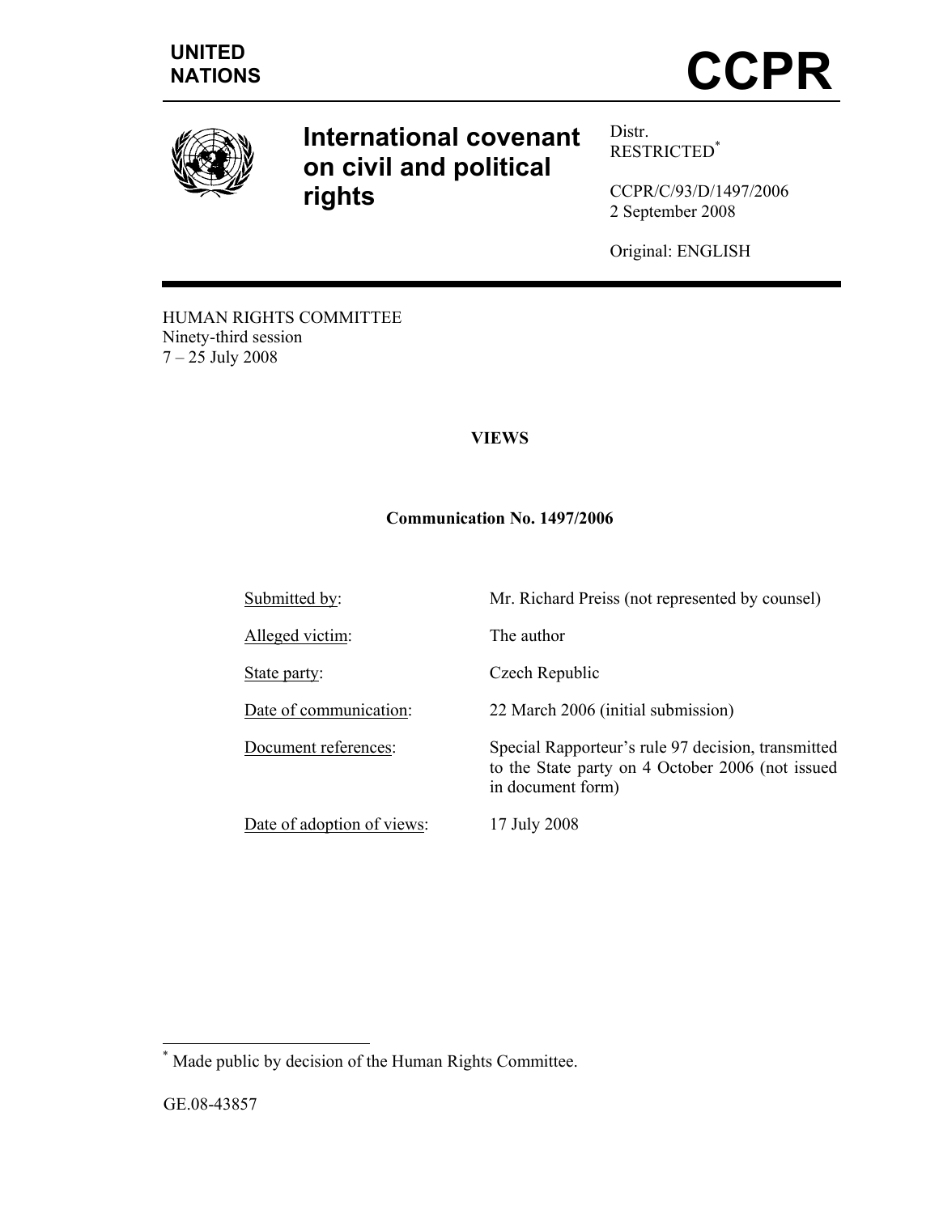UNITED NATIONS

# CCPR

## International covenant on civil and political rights

Distr.
RESTRICTED*

CCPR/C/93/D/1497/2006
2 September 2008

Original: ENGLISH

HUMAN RIGHTS COMMITTEE
Ninety-third session
7 – 25 July 2008

**VIEWS**

**Communication No. 1497/2006**

| | |
|---|---|
| Submitted by: | Mr. Richard Preiss (not represented by counsel) |
| Alleged victim: | The author |
| State party: | Czech Republic |
| Date of communication: | 22 March 2006 (initial submission) |
| Document references: | Special Rapporteur's rule 97 decision, transmitted to the State party on 4 October 2006 (not issued in document form) |
| Date of adoption of views: | 17 July 2008 |

* Made public by decision of the Human Rights Committee.

GE.08-43857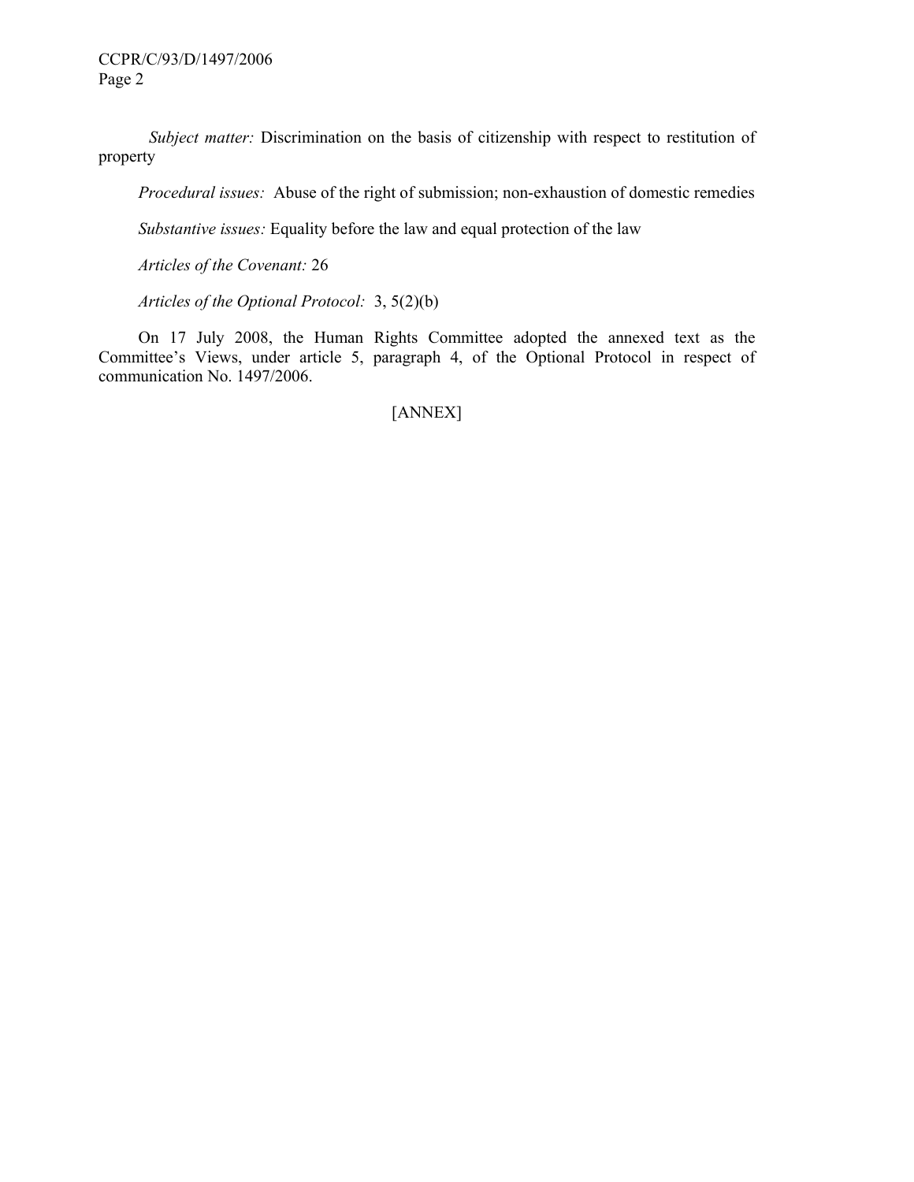*Subject matter:* Discrimination on the basis of citizenship with respect to restitution of property

*Procedural issues:* Abuse of the right of submission; non-exhaustion of domestic remedies

*Substantive issues:* Equality before the law and equal protection of the law

*Articles of the Covenant:* 26

*Articles of the Optional Protocol:* 3, 5(2)(b)

On 17 July 2008, the Human Rights Committee adopted the annexed text as the Committee's Views, under article 5, paragraph 4, of the Optional Protocol in respect of communication No. 1497/2006.

[ANNEX]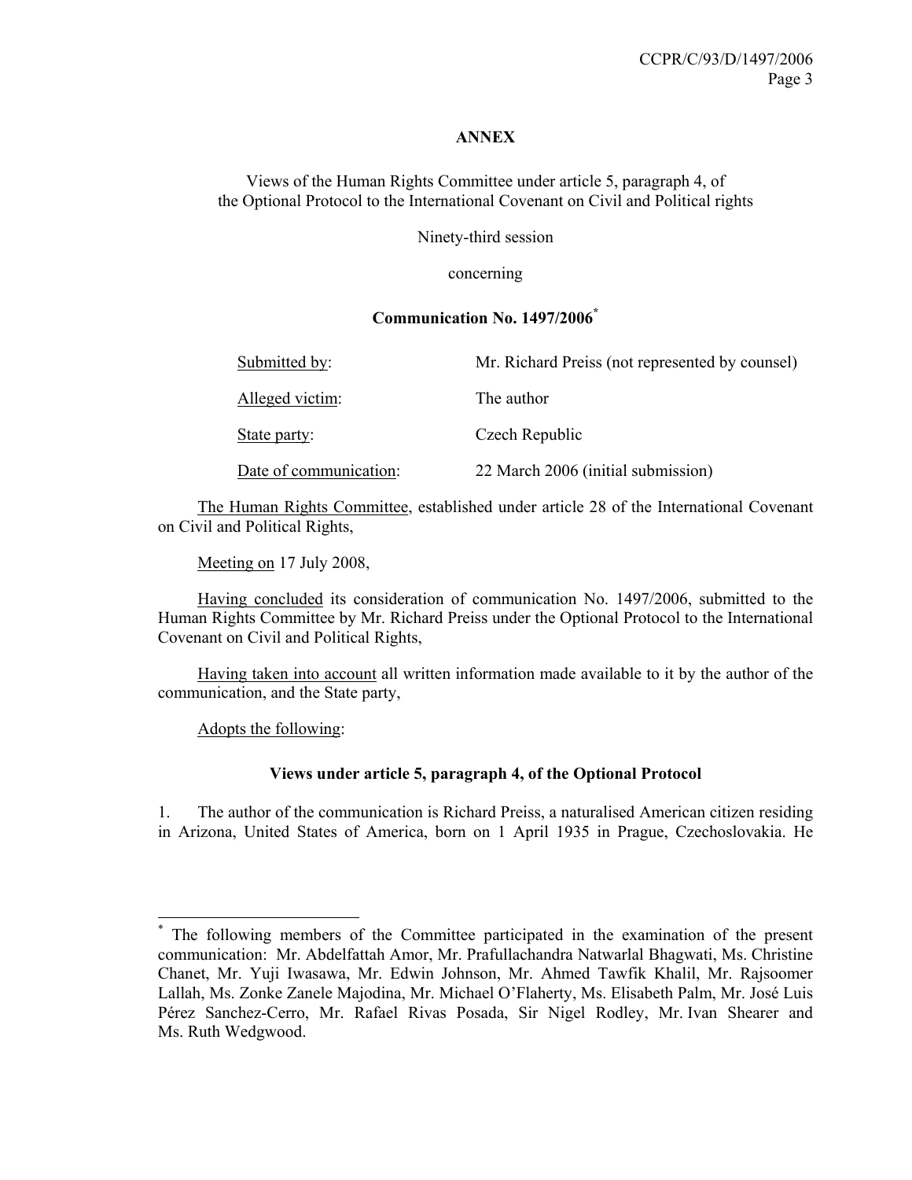**ANNEX**

Views of the Human Rights Committee under article 5, paragraph 4, of the Optional Protocol to the International Covenant on Civil and Political rights

Ninety-third session

concerning

**Communication No. 1497/2006***

| | |
|---|---|
| Submitted by: | Mr. Richard Preiss (not represented by counsel) |
| Alleged victim: | The author |
| State party: | Czech Republic |
| Date of communication: | 22 March 2006 (initial submission) |

The Human Rights Committee, established under article 28 of the International Covenant on Civil and Political Rights,

Meeting on 17 July 2008,

Having concluded its consideration of communication No. 1497/2006, submitted to the Human Rights Committee by Mr. Richard Preiss under the Optional Protocol to the International Covenant on Civil and Political Rights,

Having taken into account all written information made available to it by the author of the communication, and the State party,

Adopts the following:

**Views under article 5, paragraph 4, of the Optional Protocol**

1. The author of the communication is Richard Preiss, a naturalised American citizen residing in Arizona, United States of America, born on 1 April 1935 in Prague, Czechoslovakia. He

---

* The following members of the Committee participated in the examination of the present communication: Mr. Abdelfattah Amor, Mr. Prafullachandra Natwarlal Bhagwati, Ms. Christine Chanet, Mr. Yuji Iwasawa, Mr. Edwin Johnson, Mr. Ahmed Tawfik Khalil, Mr. Rajsoomer Lallah, Ms. Zonke Zanele Majodina, Mr. Michael O'Flaherty, Ms. Elisabeth Palm, Mr. José Luis Pérez Sanchez-Cerro, Mr. Rafael Rivas Posada, Sir Nigel Rodley, Mr. Ivan Shearer and Ms. Ruth Wedgwood.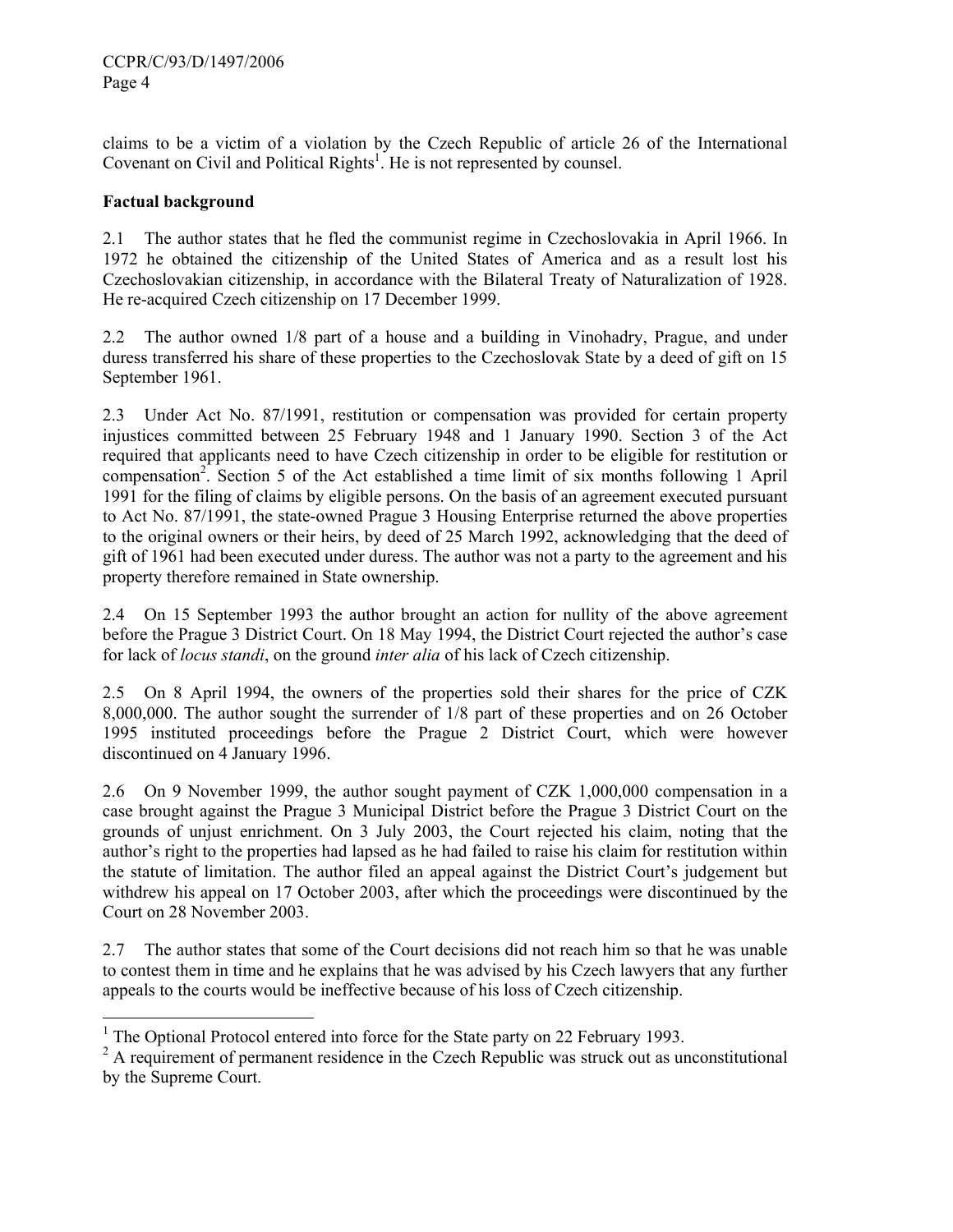claims to be a victim of a violation by the Czech Republic of article 26 of the International Covenant on Civil and Political Rights[1]. He is not represented by counsel.

**Factual background**

2.1 The author states that he fled the communist regime in Czechoslovakia in April 1966. In 1972 he obtained the citizenship of the United States of America and as a result lost his Czechoslovakian citizenship, in accordance with the Bilateral Treaty of Naturalization of 1928. He re-acquired Czech citizenship on 17 December 1999.

2.2 The author owned 1/8 part of a house and a building in Vinohadry, Prague, and under duress transferred his share of these properties to the Czechoslovak State by a deed of gift on 15 September 1961.

2.3 Under Act No. 87/1991, restitution or compensation was provided for certain property injustices committed between 25 February 1948 and 1 January 1990. Section 3 of the Act required that applicants need to have Czech citizenship in order to be eligible for restitution or compensation[2]. Section 5 of the Act established a time limit of six months following 1 April 1991 for the filing of claims by eligible persons. On the basis of an agreement executed pursuant to Act No. 87/1991, the state-owned Prague 3 Housing Enterprise returned the above properties to the original owners or their heirs, by deed of 25 March 1992, acknowledging that the deed of gift of 1961 had been executed under duress. The author was not a party to the agreement and his property therefore remained in State ownership.

2.4 On 15 September 1993 the author brought an action for nullity of the above agreement before the Prague 3 District Court. On 18 May 1994, the District Court rejected the author's case for lack of *locus standi*, on the ground *inter alia* of his lack of Czech citizenship.

2.5 On 8 April 1994, the owners of the properties sold their shares for the price of CZK 8,000,000. The author sought the surrender of 1/8 part of these properties and on 26 October 1995 instituted proceedings before the Prague 2 District Court, which were however discontinued on 4 January 1996.

2.6 On 9 November 1999, the author sought payment of CZK 1,000,000 compensation in a case brought against the Prague 3 Municipal District before the Prague 3 District Court on the grounds of unjust enrichment. On 3 July 2003, the Court rejected his claim, noting that the author's right to the properties had lapsed as he had failed to raise his claim for restitution within the statute of limitation. The author filed an appeal against the District Court's judgement but withdrew his appeal on 17 October 2003, after which the proceedings were discontinued by the Court on 28 November 2003.

2.7 The author states that some of the Court decisions did not reach him so that he was unable to contest them in time and he explains that he was advised by his Czech lawyers that any further appeals to the courts would be ineffective because of his loss of Czech citizenship.

---

[1] The Optional Protocol entered into force for the State party on 22 February 1993.

[2] A requirement of permanent residence in the Czech Republic was struck out as unconstitutional by the Supreme Court.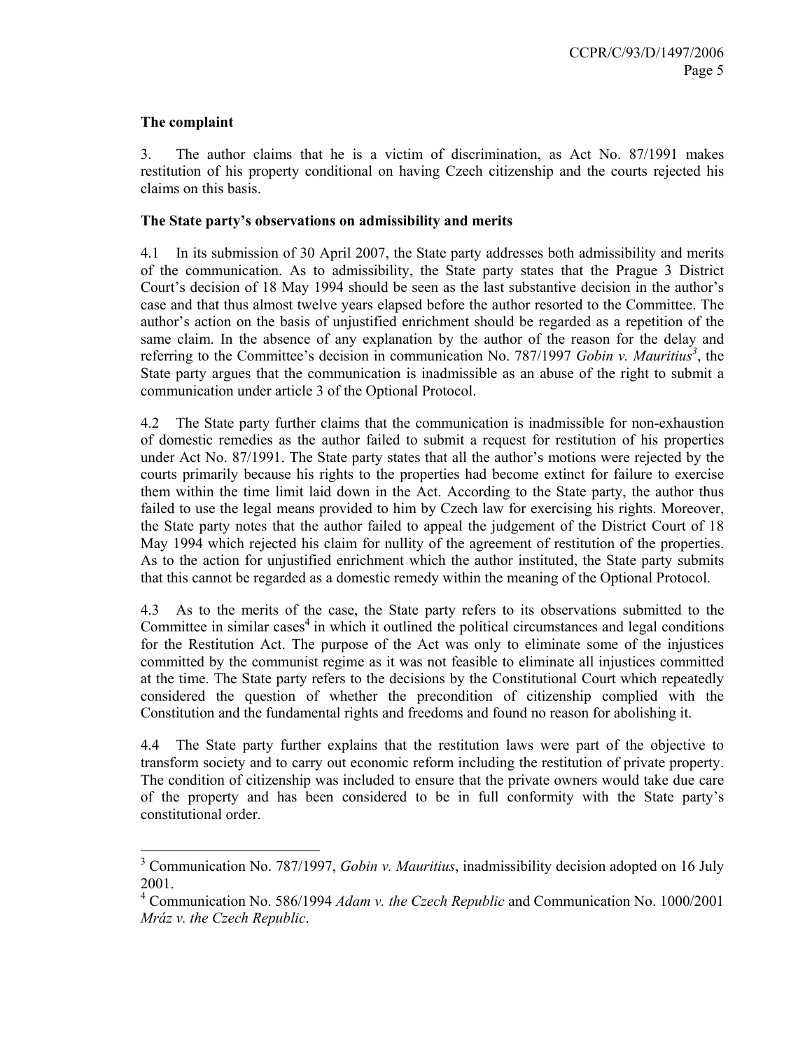**The complaint**

3. The author claims that he is a victim of discrimination, as Act No. 87/1991 makes restitution of his property conditional on having Czech citizenship and the courts rejected his claims on this basis.

**The State party's observations on admissibility and merits**

4.1 In its submission of 30 April 2007, the State party addresses both admissibility and merits of the communication. As to admissibility, the State party states that the Prague 3 District Court's decision of 18 May 1994 should be seen as the last substantive decision in the author's case and that thus almost twelve years elapsed before the author resorted to the Committee. The author's action on the basis of unjustified enrichment should be regarded as a repetition of the same claim. In the absence of any explanation by the author of the reason for the delay and referring to the Committee's decision in communication No. 787/1997 *Gobin v. Mauritius*[3], the State party argues that the communication is inadmissible as an abuse of the right to submit a communication under article 3 of the Optional Protocol.

4.2 The State party further claims that the communication is inadmissible for non-exhaustion of domestic remedies as the author failed to submit a request for restitution of his properties under Act No. 87/1991. The State party states that all the author's motions were rejected by the courts primarily because his rights to the properties had become extinct for failure to exercise them within the time limit laid down in the Act. According to the State party, the author thus failed to use the legal means provided to him by Czech law for exercising his rights. Moreover, the State party notes that the author failed to appeal the judgement of the District Court of 18 May 1994 which rejected his claim for nullity of the agreement of restitution of the properties. As to the action for unjustified enrichment which the author instituted, the State party submits that this cannot be regarded as a domestic remedy within the meaning of the Optional Protocol.

4.3 As to the merits of the case, the State party refers to its observations submitted to the Committee in similar cases[4] in which it outlined the political circumstances and legal conditions for the Restitution Act. The purpose of the Act was only to eliminate some of the injustices committed by the communist regime as it was not feasible to eliminate all injustices committed at the time. The State party refers to the decisions by the Constitutional Court which repeatedly considered the question of whether the precondition of citizenship complied with the Constitution and the fundamental rights and freedoms and found no reason for abolishing it.

4.4 The State party further explains that the restitution laws were part of the objective to transform society and to carry out economic reform including the restitution of private property. The condition of citizenship was included to ensure that the private owners would take due care of the property and has been considered to be in full conformity with the State party's constitutional order.

---

[3] Communication No. 787/1997, *Gobin v. Mauritius*, inadmissibility decision adopted on 16 July 2001.

[4] Communication No. 586/1994 *Adam v. the Czech Republic* and Communication No. 1000/2001 *Mráz v. the Czech Republic*.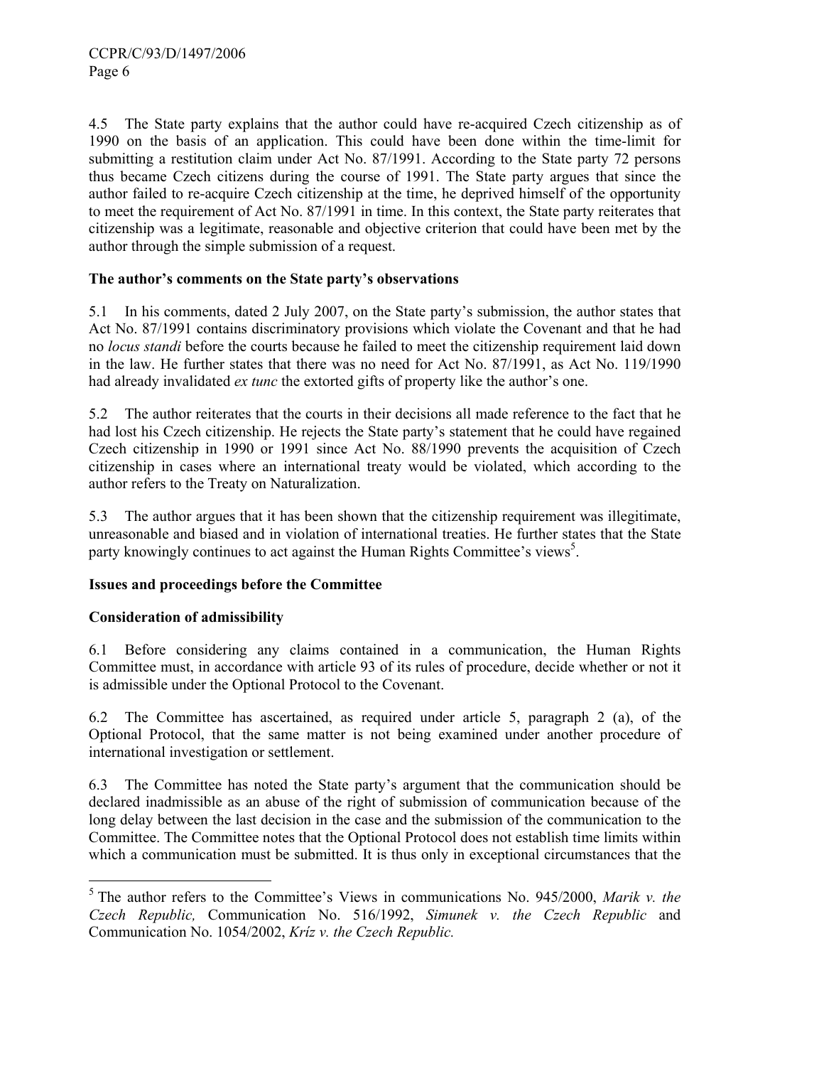4.5 The State party explains that the author could have re-acquired Czech citizenship as of 1990 on the basis of an application. This could have been done within the time-limit for submitting a restitution claim under Act No. 87/1991. According to the State party 72 persons thus became Czech citizens during the course of 1991. The State party argues that since the author failed to re-acquire Czech citizenship at the time, he deprived himself of the opportunity to meet the requirement of Act No. 87/1991 in time. In this context, the State party reiterates that citizenship was a legitimate, reasonable and objective criterion that could have been met by the author through the simple submission of a request.

**The author's comments on the State party's observations**

5.1 In his comments, dated 2 July 2007, on the State party's submission, the author states that Act No. 87/1991 contains discriminatory provisions which violate the Covenant and that he had no *locus standi* before the courts because he failed to meet the citizenship requirement laid down in the law. He further states that there was no need for Act No. 87/1991, as Act No. 119/1990 had already invalidated *ex tunc* the extorted gifts of property like the author's one.

5.2 The author reiterates that the courts in their decisions all made reference to the fact that he had lost his Czech citizenship. He rejects the State party's statement that he could have regained Czech citizenship in 1990 or 1991 since Act No. 88/1990 prevents the acquisition of Czech citizenship in cases where an international treaty would be violated, which according to the author refers to the Treaty on Naturalization.

5.3 The author argues that it has been shown that the citizenship requirement was illegitimate, unreasonable and biased and in violation of international treaties. He further states that the State party knowingly continues to act against the Human Rights Committee's views[5].

**Issues and proceedings before the Committee**

**Consideration of admissibility**

6.1 Before considering any claims contained in a communication, the Human Rights Committee must, in accordance with article 93 of its rules of procedure, decide whether or not it is admissible under the Optional Protocol to the Covenant.

6.2 The Committee has ascertained, as required under article 5, paragraph 2 (a), of the Optional Protocol, that the same matter is not being examined under another procedure of international investigation or settlement.

6.3 The Committee has noted the State party's argument that the communication should be declared inadmissible as an abuse of the right of submission of communication because of the long delay between the last decision in the case and the submission of the communication to the Committee. The Committee notes that the Optional Protocol does not establish time limits within which a communication must be submitted. It is thus only in exceptional circumstances that the

---

[5] The author refers to the Committee's Views in communications No. 945/2000, *Marik v. the Czech Republic,* Communication No. 516/1992, *Simunek v. the Czech Republic* and Communication No. 1054/2002, *Kriz v. the Czech Republic.*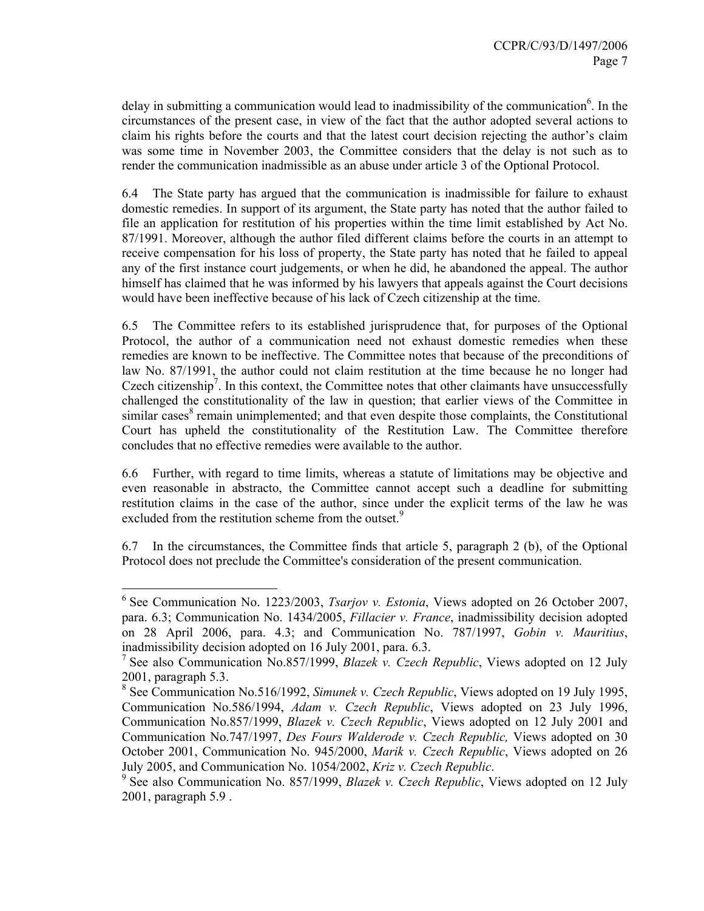delay in submitting a communication would lead to inadmissibility of the communication[6]. In the circumstances of the present case, in view of the fact that the author adopted several actions to claim his rights before the courts and that the latest court decision rejecting the author's claim was some time in November 2003, the Committee considers that the delay is not such as to render the communication inadmissible as an abuse under article 3 of the Optional Protocol.

6.4 The State party has argued that the communication is inadmissible for failure to exhaust domestic remedies. In support of its argument, the State party has noted that the author failed to file an application for restitution of his properties within the time limit established by Act No. 87/1991. Moreover, although the author filed different claims before the courts in an attempt to receive compensation for his loss of property, the State party has noted that he failed to appeal any of the first instance court judgements, or when he did, he abandoned the appeal. The author himself has claimed that he was informed by his lawyers that appeals against the Court decisions would have been ineffective because of his lack of Czech citizenship at the time.

6.5 The Committee refers to its established jurisprudence that, for purposes of the Optional Protocol, the author of a communication need not exhaust domestic remedies when these remedies are known to be ineffective. The Committee notes that because of the preconditions of law No. 87/1991, the author could not claim restitution at the time because he no longer had Czech citizenship[7]. In this context, the Committee notes that other claimants have unsuccessfully challenged the constitutionality of the law in question; that earlier views of the Committee in similar cases[8] remain unimplemented; and that even despite those complaints, the Constitutional Court has upheld the constitutionality of the Restitution Law. The Committee therefore concludes that no effective remedies were available to the author.

6.6 Further, with regard to time limits, whereas a statute of limitations may be objective and even reasonable in abstracto, the Committee cannot accept such a deadline for submitting restitution claims in the case of the author, since under the explicit terms of the law he was excluded from the restitution scheme from the outset.[9]

6.7 In the circumstances, the Committee finds that article 5, paragraph 2 (b), of the Optional Protocol does not preclude the Committee's consideration of the present communication.

---

[6] See Communication No. 1223/2003, *Tsarjov v. Estonia*, Views adopted on 26 October 2007, para. 6.3; Communication No. 1434/2005, *Fillacier v. France*, inadmissibility decision adopted on 28 April 2006, para. 4.3; and Communication No. 787/1997, *Gobin v. Mauritius*, inadmissibility decision adopted on 16 July 2001, para. 6.3.

[7] See also Communication No.857/1999, *Blazek v. Czech Republic*, Views adopted on 12 July 2001, paragraph 5.3.

[8] See Communication No.516/1992, *Simunek v. Czech Republic*, Views adopted on 19 July 1995, Communication No.586/1994, *Adam v. Czech Republic*, Views adopted on 23 July 1996, Communication No.857/1999, *Blazek v. Czech Republic*, Views adopted on 12 July 2001 and Communication No.747/1997, *Des Fours Walderode v. Czech Republic,* Views adopted on 30 October 2001, Communication No. 945/2000, *Marik v. Czech Republic*, Views adopted on 26 July 2005, and Communication No. 1054/2002, *Kriz v. Czech Republic*.

[9] See also Communication No. 857/1999, *Blazek v. Czech Republic*, Views adopted on 12 July 2001, paragraph 5.9 .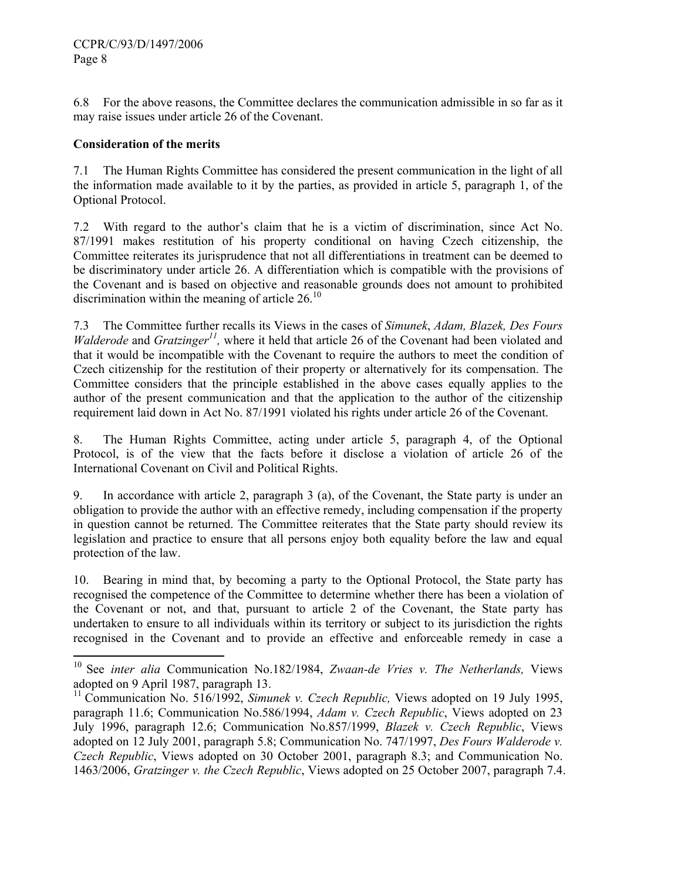6.8 For the above reasons, the Committee declares the communication admissible in so far as it may raise issues under article 26 of the Covenant.

**Consideration of the merits**

7.1 The Human Rights Committee has considered the present communication in the light of all the information made available to it by the parties, as provided in article 5, paragraph 1, of the Optional Protocol.

7.2 With regard to the author's claim that he is a victim of discrimination, since Act No. 87/1991 makes restitution of his property conditional on having Czech citizenship, the Committee reiterates its jurisprudence that not all differentiations in treatment can be deemed to be discriminatory under article 26. A differentiation which is compatible with the provisions of the Covenant and is based on objective and reasonable grounds does not amount to prohibited discrimination within the meaning of article 26.[10]

7.3 The Committee further recalls its Views in the cases of *Simunek*, *Adam, Blazek, Des Fours Walderode* and *Gratzinger*[11], where it held that article 26 of the Covenant had been violated and that it would be incompatible with the Covenant to require the authors to meet the condition of Czech citizenship for the restitution of their property or alternatively for its compensation. The Committee considers that the principle established in the above cases equally applies to the author of the present communication and that the application to the author of the citizenship requirement laid down in Act No. 87/1991 violated his rights under article 26 of the Covenant.

8. The Human Rights Committee, acting under article 5, paragraph 4, of the Optional Protocol, is of the view that the facts before it disclose a violation of article 26 of the International Covenant on Civil and Political Rights.

9. In accordance with article 2, paragraph 3 (a), of the Covenant, the State party is under an obligation to provide the author with an effective remedy, including compensation if the property in question cannot be returned. The Committee reiterates that the State party should review its legislation and practice to ensure that all persons enjoy both equality before the law and equal protection of the law.

10. Bearing in mind that, by becoming a party to the Optional Protocol, the State party has recognised the competence of the Committee to determine whether there has been a violation of the Covenant or not, and that, pursuant to article 2 of the Covenant, the State party has undertaken to ensure to all individuals within its territory or subject to its jurisdiction the rights recognised in the Covenant and to provide an effective and enforceable remedy in case a

---

[10] See *inter alia* Communication No.182/1984, *Zwaan-de Vries v. The Netherlands,* Views adopted on 9 April 1987, paragraph 13.

[11] Communication No. 516/1992, *Simunek v. Czech Republic,* Views adopted on 19 July 1995, paragraph 11.6; Communication No.586/1994, *Adam v. Czech Republic*, Views adopted on 23 July 1996, paragraph 12.6; Communication No.857/1999, *Blazek v. Czech Republic*, Views adopted on 12 July 2001, paragraph 5.8; Communication No. 747/1997, *Des Fours Walderode v. Czech Republic*, Views adopted on 30 October 2001, paragraph 8.3; and Communication No. 1463/2006, *Gratzinger v. the Czech Republic*, Views adopted on 25 October 2007, paragraph 7.4.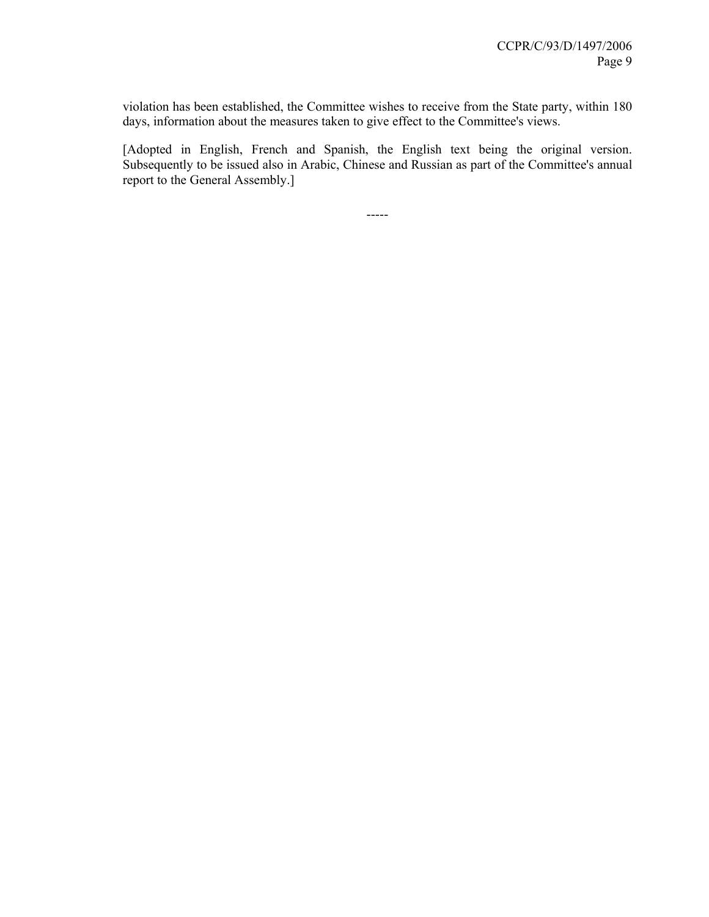violation has been established, the Committee wishes to receive from the State party, within 180 days, information about the measures taken to give effect to the Committee's views.

[Adopted in English, French and Spanish, the English text being the original version. Subsequently to be issued also in Arabic, Chinese and Russian as part of the Committee's annual report to the General Assembly.]

-----